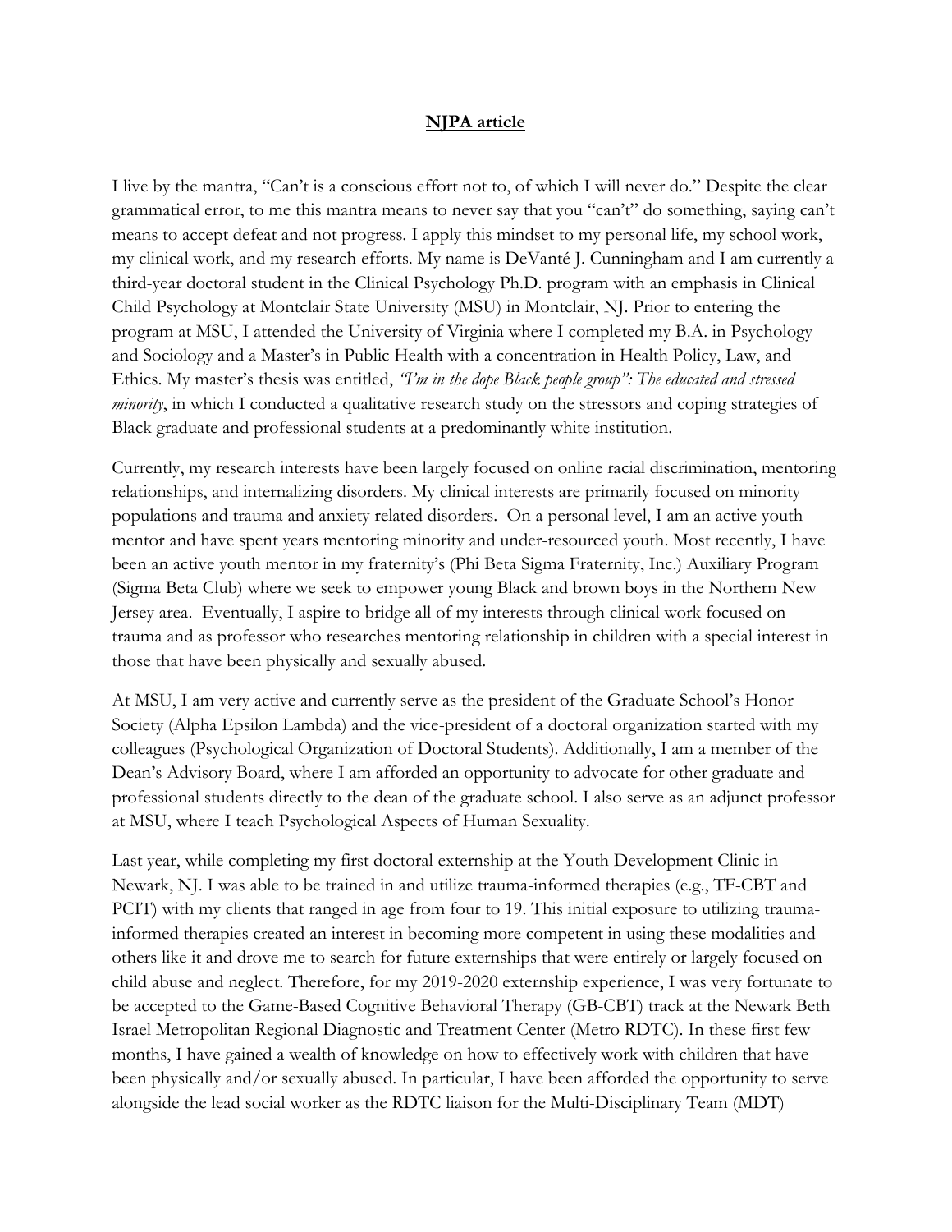# **NJPA article**

I live by the mantra, "Can't is a conscious effort not to, of which I will never do." Despite the clear grammatical error, to me this mantra means to never say that you "can't" do something, saying can't means to accept defeat and not progress. I apply this mindset to my personal life, my school work, my clinical work, and my research efforts. My name is DeVanté J. Cunningham and I am currently a third-year doctoral student in the Clinical Psychology Ph.D. program with an emphasis in Clinical Child Psychology at Montclair State University (MSU) in Montclair, NJ. Prior to entering the program at MSU, I attended the University of Virginia where I completed my B.A. in Psychology and Sociology and a Master's in Public Health with a concentration in Health Policy, Law, and Ethics. My master's thesis was entitled, *"I'm in the dope Black people group": The educated and stressed minority*, in which I conducted a qualitative research study on the stressors and coping strategies of Black graduate and professional students at a predominantly white institution.

Currently, my research interests have been largely focused on online racial discrimination, mentoring relationships, and internalizing disorders. My clinical interests are primarily focused on minority populations and trauma and anxiety related disorders. On a personal level, I am an active youth mentor and have spent years mentoring minority and under-resourced youth. Most recently, I have been an active youth mentor in my fraternity's (Phi Beta Sigma Fraternity, Inc.) Auxiliary Program (Sigma Beta Club) where we seek to empower young Black and brown boys in the Northern New Jersey area. Eventually, I aspire to bridge all of my interests through clinical work focused on trauma and as professor who researches mentoring relationship in children with a special interest in those that have been physically and sexually abused.

At MSU, I am very active and currently serve as the president of the Graduate School's Honor Society (Alpha Epsilon Lambda) and the vice-president of a doctoral organization started with my colleagues (Psychological Organization of Doctoral Students). Additionally, I am a member of the Dean's Advisory Board, where I am afforded an opportunity to advocate for other graduate and professional students directly to the dean of the graduate school. I also serve as an adjunct professor at MSU, where I teach Psychological Aspects of Human Sexuality.

Last year, while completing my first doctoral externship at the Youth Development Clinic in Newark, NJ. I was able to be trained in and utilize trauma-informed therapies (e.g., TF-CBT and PCIT) with my clients that ranged in age from four to 19. This initial exposure to utilizing trauma-informed therapies created an interest in becoming more competent in using these modalities and others like it and drove me to search for future externships that were entirely or largely focused on child abuse and neglect. Therefore, for my 2019-2020 externship experience, I was very fortunate to be accepted to the Game-Based Cognitive Behavioral Therapy (GB-CBT) track at the Newark Beth Israel Metropolitan Regional Diagnostic and Treatment Center (Metro RDTC). In these first few months, I have gained a wealth of knowledge on how to effectively work with children that have been physically and/or sexually abused. In particular, I have been afforded the opportunity to serve alongside the lead social worker as the RDTC liaison for the Multi-Disciplinary Team (MDT)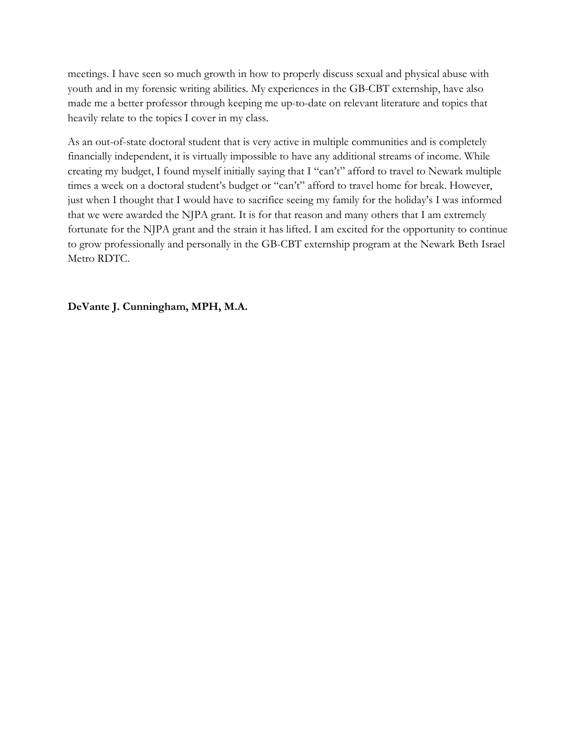meetings. I have seen so much growth in how to properly discuss sexual and physical abuse with youth and in my forensic writing abilities. My experiences in the GB-CBT externship, have also made me a better professor through keeping me up-to-date on relevant literature and topics that heavily relate to the topics I cover in my class.

As an out-of-state doctoral student that is very active in multiple communities and is completely financially independent, it is virtually impossible to have any additional streams of income. While creating my budget, I found myself initially saying that I "can't" afford to travel to Newark multiple times a week on a doctoral student's budget or "can't" afford to travel home for break. However, just when I thought that I would have to sacrifice seeing my family for the holiday's I was informed that we were awarded the NJPA grant. It is for that reason and many others that I am extremely fortunate for the NJPA grant and the strain it has lifted. I am excited for the opportunity to continue to grow professionally and personally in the GB-CBT externship program at the Newark Beth Israel Metro RDTC.

**DeVante J. Cunningham, MPH, M.A.**